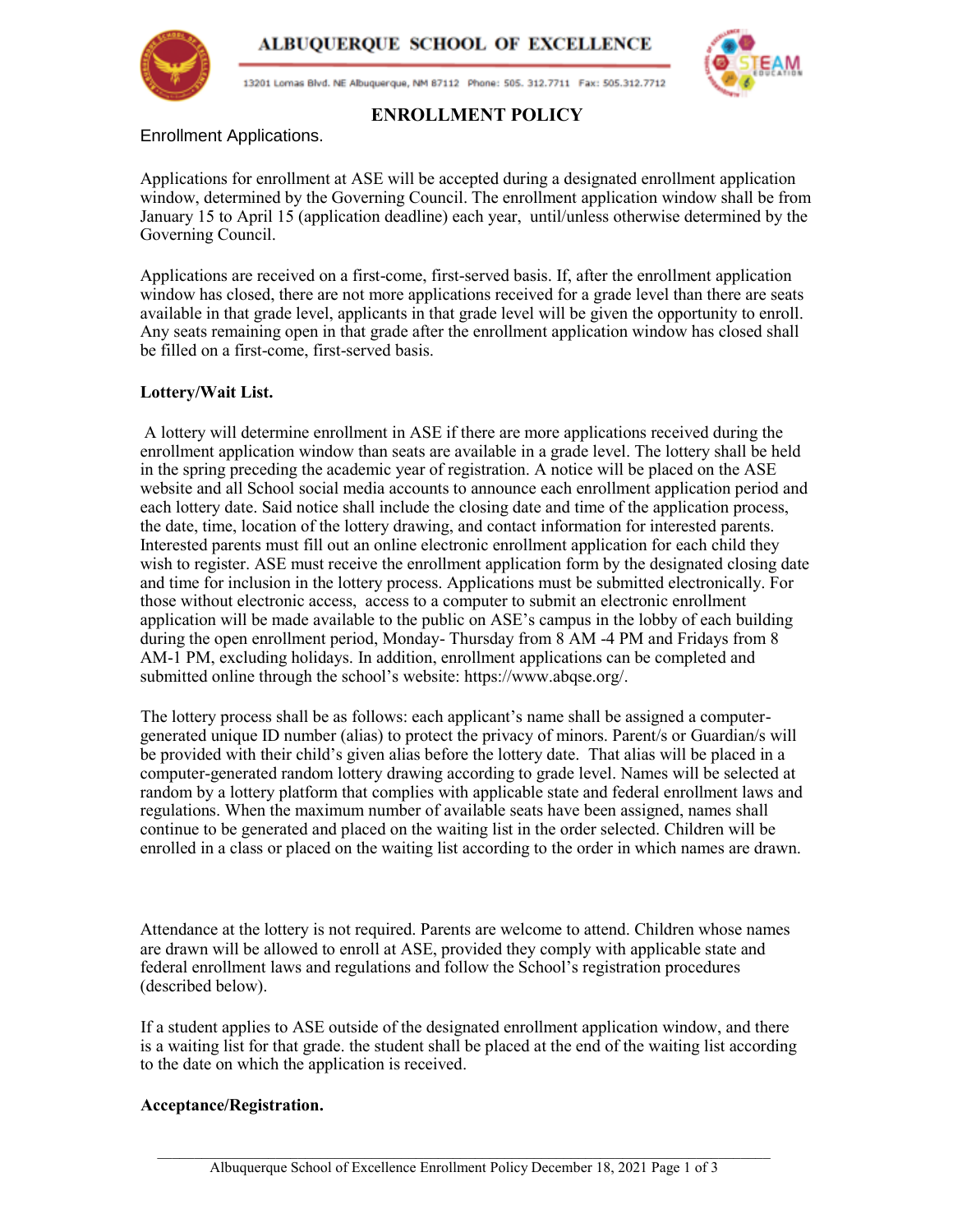# ENROLLMENT POLICY

Enrollment Applications.

Applications for enrollment at ASE will be accepted during a designated enrollment application window, determined by the Governing Council. The enrollment application window shall be from January 15 to April 15 (application deadline) each year, until/unless otherwise determined by the Governing Council.

Applications are received on a first-come, first-served basis. If, after the enrollment application window has closed, there are not more applications received for a grade level than there are seats available in that grade level, applicants in that grade level will be given the opportunity to enroll. Any seats remaining open in that grade after the enrollment application window has closed shall be filled on a first-come, first-served basis.

**Lottery/Wait List.**

A lottery will determine enrollment in ASE if there are more applications received during the enrollment application window than seats are available in a grade level. The lottery shall be held in the spring preceding the academic year of registration. A notice will be placed on the ASE website and all School social media accounts to announce each enrollment application period and each lottery date. Said notice shall include the closing date and time of the application process, the date, time, location of the lottery drawing, and contact information for interested parents. Interested parents must fill out an online electronic enrollment application for each child they wish to register. ASE must receive the enrollment application form by the designated closing date and time for inclusion in the lottery process. Applications must be submitted electronically. For those without electronic access, access to a computer to submit an electronic enrollment application will be made available to the public on ASE's campus in the lobby of each building during the open enrollment period, Monday- Thursday from 8 AM -4 PM and Fridays from 8 AM-1 PM, excluding holidays. In addition, enrollment applications can be completed and submitted online through the school's website: https://www.abqse.org/.

The lottery process shall be as follows: each applicant's name shall be assigned a computer-generated unique ID number (alias) to protect the privacy of minors. Parent/s or Guardian/s will be provided with their child's given alias before the lottery date. That alias will be placed in a computer-generated random lottery drawing according to grade level. Names will be selected at random by a lottery platform that complies with applicable state and federal enrollment laws and regulations. When the maximum number of available seats have been assigned, names shall continue to be generated and placed on the waiting list in the order selected. Children will be enrolled in a class or placed on the waiting list according to the order in which names are drawn.

Attendance at the lottery is not required. Parents are welcome to attend. Children whose names are drawn will be allowed to enroll at ASE, provided they comply with applicable state and federal enrollment laws and regulations and follow the School's registration procedures (described below).

If a student applies to ASE outside of the designated enrollment application window, and there is a waiting list for that grade. the student shall be placed at the end of the waiting list according to the date on which the application is received.

**Acceptance/Registration.**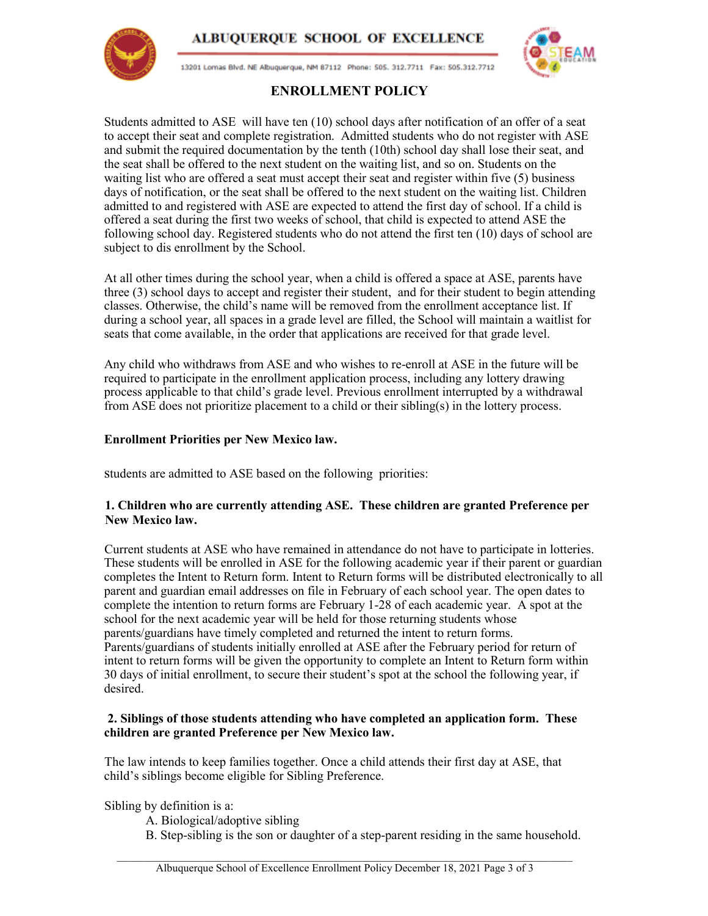## ENROLLMENT POLICY

Students admitted to ASE will have ten (10) school days after notification of an offer of a seat to accept their seat and complete registration. Admitted students who do not register with ASE and submit the required documentation by the tenth (10th) school day shall lose their seat, and the seat shall be offered to the next student on the waiting list, and so on. Students on the waiting list who are offered a seat must accept their seat and register within five (5) business days of notification, or the seat shall be offered to the next student on the waiting list. Children admitted to and registered with ASE are expected to attend the first day of school. If a child is offered a seat during the first two weeks of school, that child is expected to attend ASE the following school day. Registered students who do not attend the first ten (10) days of school are subject to dis enrollment by the School.

At all other times during the school year, when a child is offered a space at ASE, parents have three (3) school days to accept and register their student, and for their student to begin attending classes. Otherwise, the child's name will be removed from the enrollment acceptance list. If during a school year, all spaces in a grade level are filled, the School will maintain a waitlist for seats that come available, in the order that applications are received for that grade level.

Any child who withdraws from ASE and who wishes to re-enroll at ASE in the future will be required to participate in the enrollment application process, including any lottery drawing process applicable to that child's grade level. Previous enrollment interrupted by a withdrawal from ASE does not prioritize placement to a child or their sibling(s) in the lottery process.

**Enrollment Priorities per New Mexico law.**

students are admitted to ASE based on the following priorities:

**1. Children who are currently attending ASE. These children are granted Preference per New Mexico law.**

Current students at ASE who have remained in attendance do not have to participate in lotteries. These students will be enrolled in ASE for the following academic year if their parent or guardian completes the Intent to Return form. Intent to Return forms will be distributed electronically to all parent and guardian email addresses on file in February of each school year. The open dates to complete the intention to return forms are February 1-28 of each academic year. A spot at the school for the next academic year will be held for those returning students whose parents/guardians have timely completed and returned the intent to return forms. Parents/guardians of students initially enrolled at ASE after the February period for return of intent to return forms will be given the opportunity to complete an Intent to Return form within 30 days of initial enrollment, to secure their student's spot at the school the following year, if desired.

**2. Siblings of those students attending who have completed an application form. These children are granted Preference per New Mexico law.**

The law intends to keep families together. Once a child attends their first day at ASE, that child's siblings become eligible for Sibling Preference.

Sibling by definition is a:

A. Biological/adoptive sibling
B. Step-sibling is the son or daughter of a step-parent residing in the same household.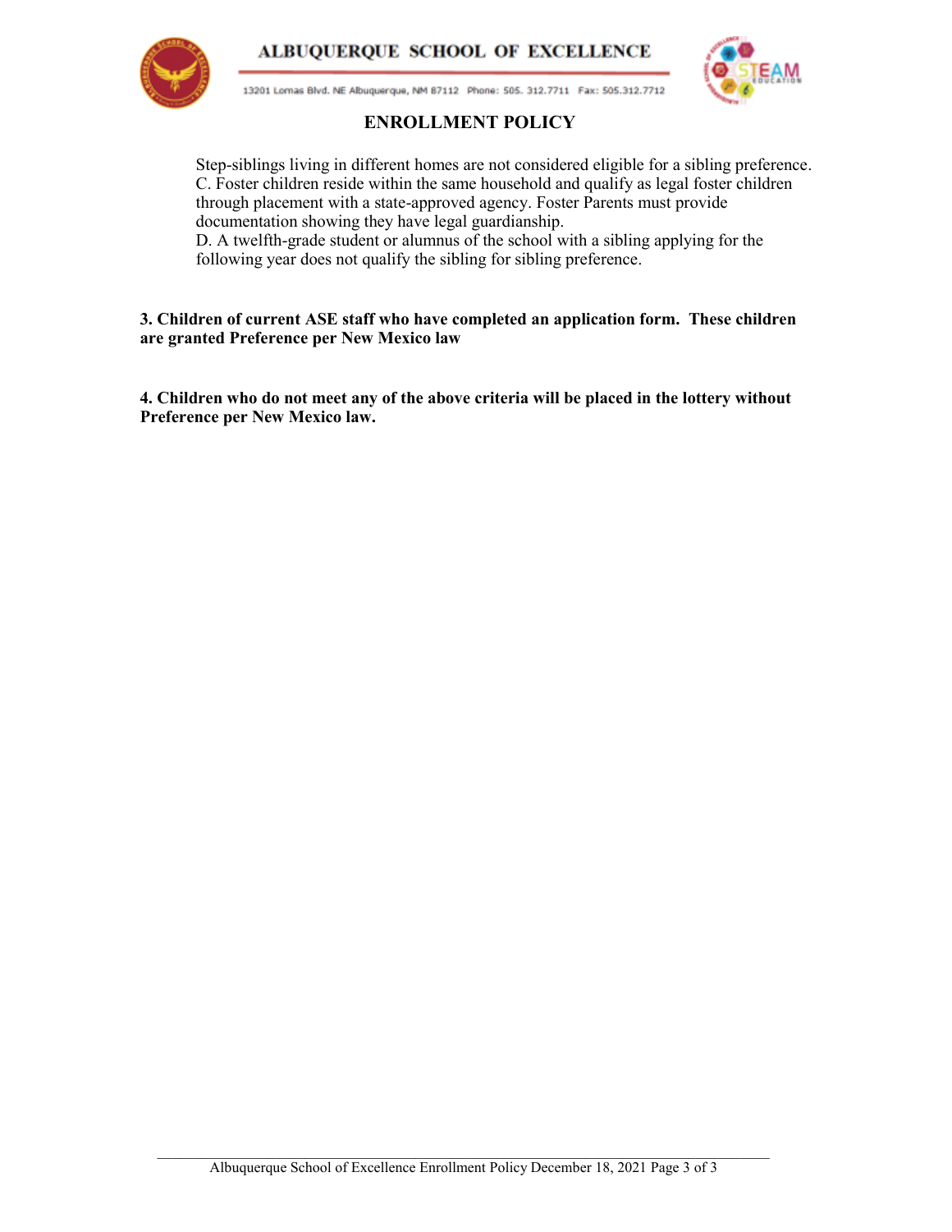Step-siblings living in different homes are not considered eligible for a sibling preference.
C. Foster children reside within the same household and qualify as legal foster children through placement with a state-approved agency. Foster Parents must provide documentation showing they have legal guardianship.
D. A twelfth-grade student or alumnus of the school with a sibling applying for the following year does not qualify the sibling for sibling preference.

**3. Children of current ASE staff who have completed an application form. These children are granted Preference per New Mexico law**

**4. Children who do not meet any of the above criteria will be placed in the lottery without Preference per New Mexico law.**